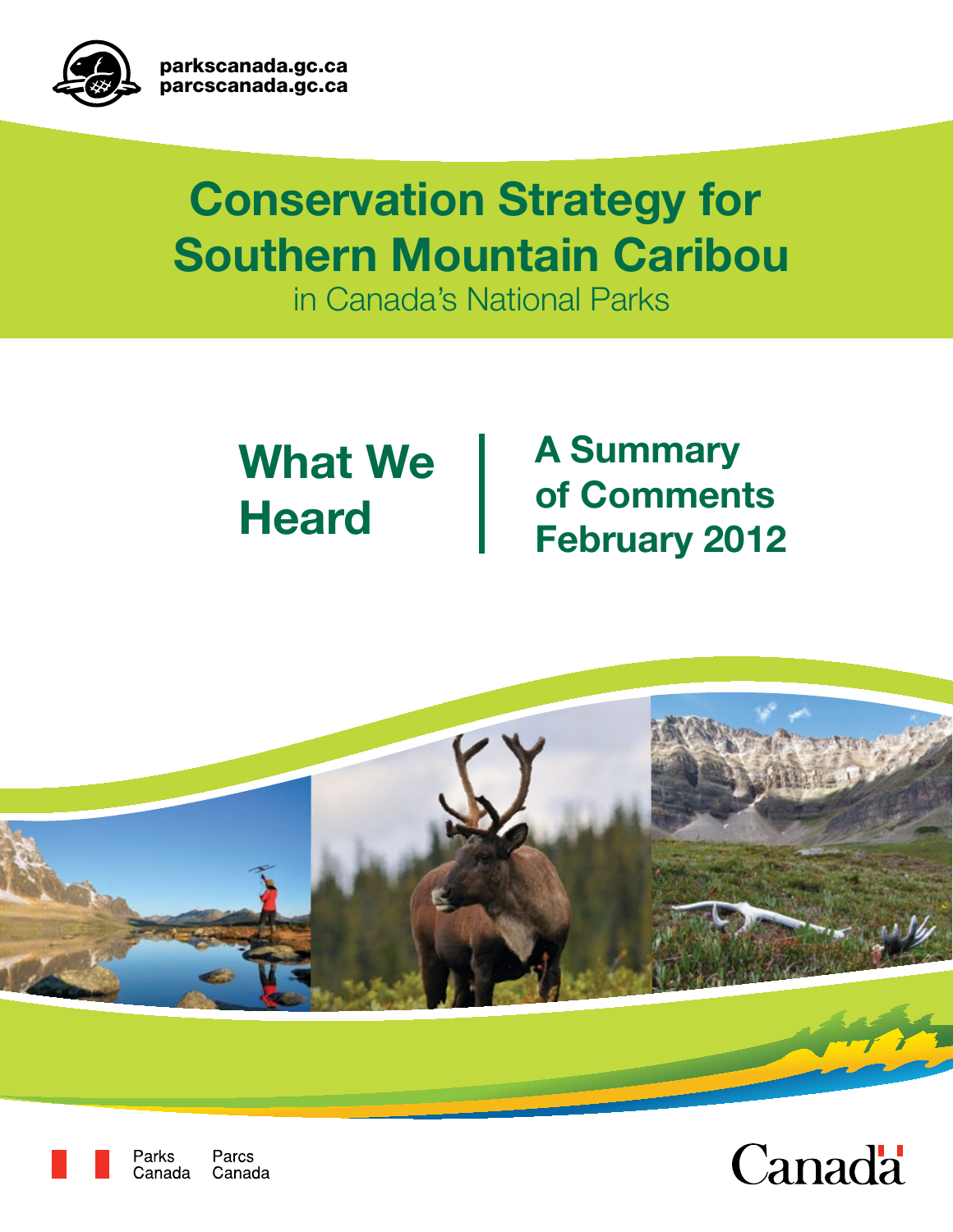parkscanada.gc.ca
parcscanada.gc.ca

# Conservation Strategy for Southern Mountain Caribou

## in Canada's National Parks

## What We Heard

## A Summary of Comments February 2012

Parks Canada | Parcs Canada

Canada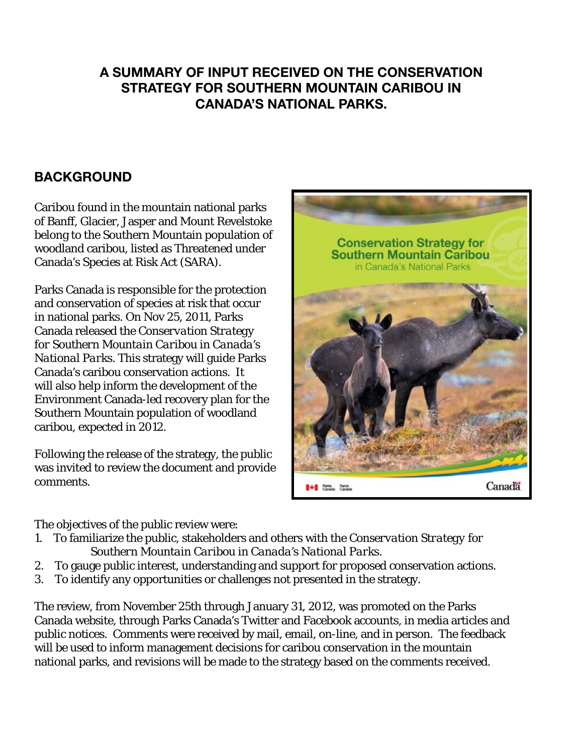# A SUMMARY OF INPUT RECEIVED ON THE CONSERVATION STRATEGY FOR SOUTHERN MOUNTAIN CARIBOU IN CANADA'S NATIONAL PARKS.

## BACKGROUND

Caribou found in the mountain national parks of Banff, Glacier, Jasper and Mount Revelstoke belong to the Southern Mountain population of woodland caribou, listed as Threatened under Canada's Species at Risk Act (SARA).

Parks Canada is responsible for the protection and conservation of species at risk that occur in national parks. On Nov 25, 2011, Parks Canada released the *Conservation Strategy for Southern Mountain Caribou in Canada's National Parks*. This strategy will guide Parks Canada's caribou conservation actions. It will also help inform the development of the Environment Canada-led recovery plan for the Southern Mountain population of woodland caribou, expected in 2012.

Following the release of the strategy, the public was invited to review the document and provide comments.

The objectives of the public review were:

1. To familiarize the public, stakeholders and others with the *Conservation Strategy for Southern Mountain Caribou in Canada's National Parks*.
2. To gauge public interest, understanding and support for proposed conservation actions.
3. To identify any opportunities or challenges not presented in the strategy.

The review, from November 25th through January 31, 2012, was promoted on the Parks Canada website, through Parks Canada's Twitter and Facebook accounts, in media articles and public notices. Comments were received by mail, email, on-line, and in person. The feedback will be used to inform management decisions for caribou conservation in the mountain national parks, and revisions will be made to the strategy based on the comments received.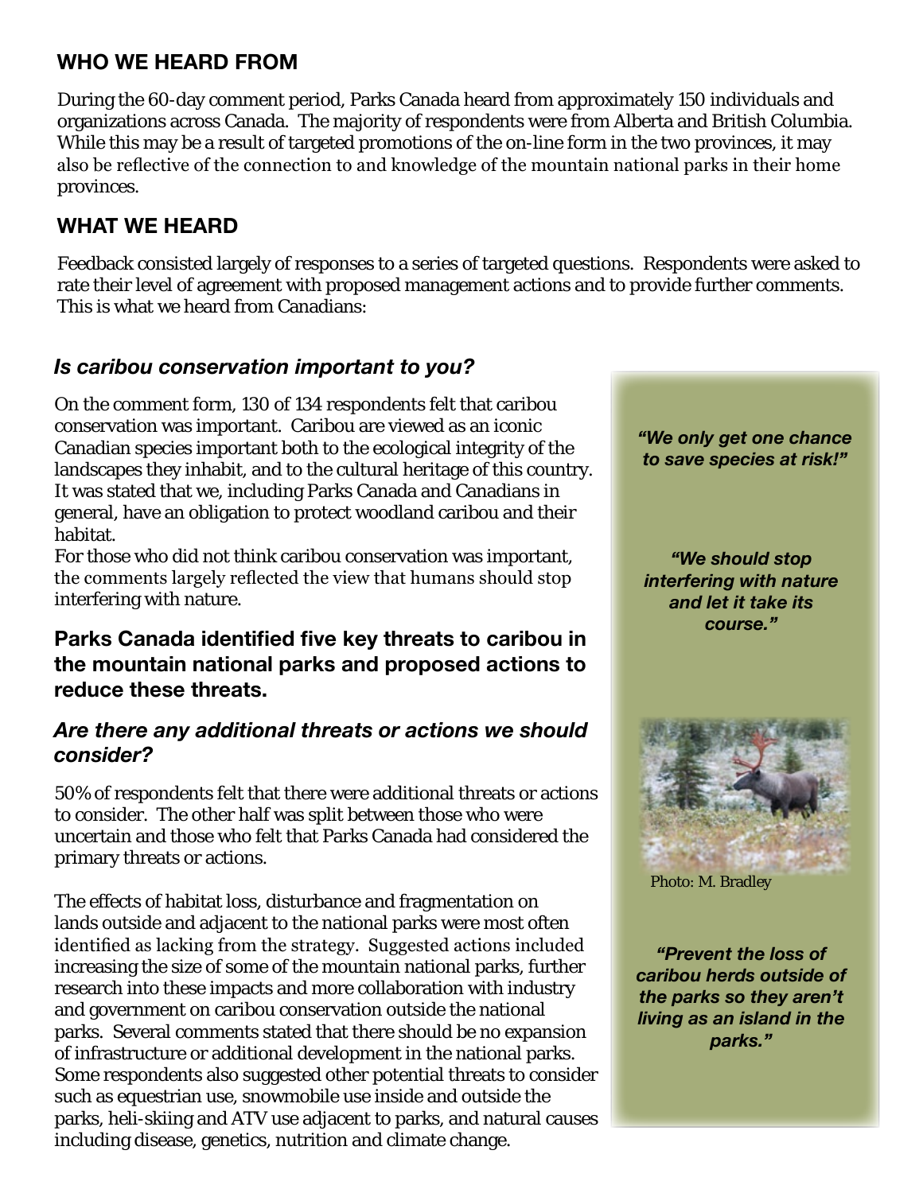## WHO WE HEARD FROM

During the 60-day comment period, Parks Canada heard from approximately 150 individuals and organizations across Canada. The majority of respondents were from Alberta and British Columbia. While this may be a result of targeted promotions of the on-line form in the two provinces, it may also be reflective of the connection to and knowledge of the mountain national parks in their home provinces.

## WHAT WE HEARD

Feedback consisted largely of responses to a series of targeted questions. Respondents were asked to rate their level of agreement with proposed management actions and to provide further comments. This is what we heard from Canadians:

### *Is caribou conservation important to you?*

On the comment form, 130 of 134 respondents felt that caribou conservation was important. Caribou are viewed as an iconic Canadian species important both to the ecological integrity of the landscapes they inhabit, and to the cultural heritage of this country. It was stated that we, including Parks Canada and Canadians in general, have an obligation to protect woodland caribou and their habitat.

For those who did not think caribou conservation was important, the comments largely reflected the view that humans should stop interfering with nature.

### Parks Canada identified five key threats to caribou in the mountain national parks and proposed actions to reduce these threats.

### *Are there any additional threats or actions we should consider?*

50% of respondents felt that there were additional threats or actions to consider. The other half was split between those who were uncertain and those who felt that Parks Canada had considered the primary threats or actions.

The effects of habitat loss, disturbance and fragmentation on lands outside and adjacent to the national parks were most often identified as lacking from the strategy. Suggested actions included increasing the size of some of the mountain national parks, further research into these impacts and more collaboration with industry and government on caribou conservation outside the national parks. Several comments stated that there should be no expansion of infrastructure or additional development in the national parks. Some respondents also suggested other potential threats to consider such as equestrian use, snowmobile use inside and outside the parks, heli-skiing and ATV use adjacent to parks, and natural causes including disease, genetics, nutrition and climate change.

***"We only get one chance to save species at risk!"***

***"We should stop interfering with nature and let it take its course."***

Photo: M. Bradley

***"Prevent the loss of caribou herds outside of the parks so they aren't living as an island in the parks."***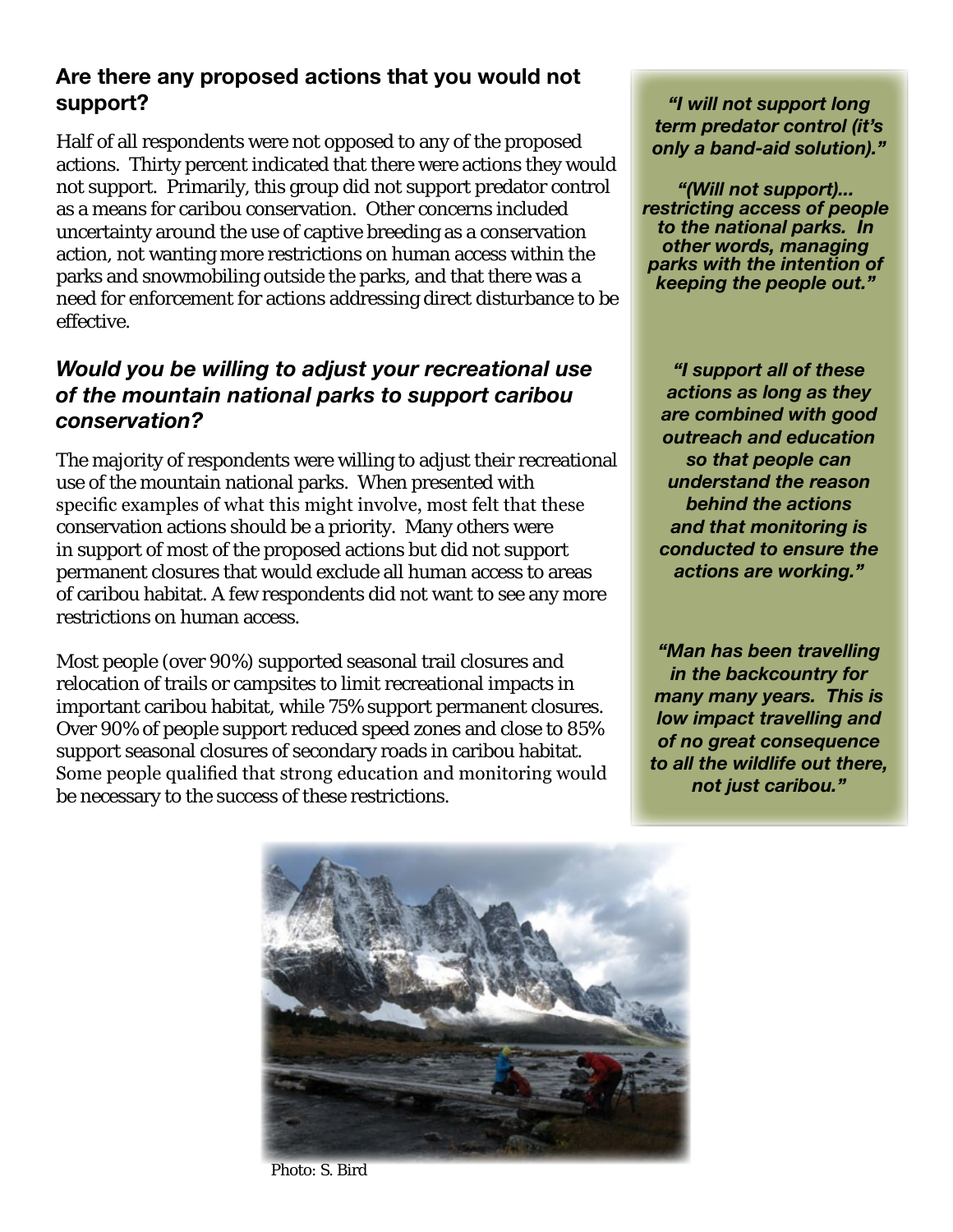## Are there any proposed actions that you would not support?

Half of all respondents were not opposed to any of the proposed actions. Thirty percent indicated that there were actions they would not support. Primarily, this group did not support predator control as a means for caribou conservation. Other concerns included uncertainty around the use of captive breeding as a conservation action, not wanting more restrictions on human access within the parks and snowmobiling outside the parks, and that there was a need for enforcement for actions addressing direct disturbance to be effective.

## *Would you be willing to adjust your recreational use of the mountain national parks to support caribou conservation?*

The majority of respondents were willing to adjust their recreational use of the mountain national parks. When presented with specific examples of what this might involve, most felt that these conservation actions should be a priority. Many others were in support of most of the proposed actions but did not support permanent closures that would exclude all human access to areas of caribou habitat. A few respondents did not want to see any more restrictions on human access.

Most people (over 90%) supported seasonal trail closures and relocation of trails or campsites to limit recreational impacts in important caribou habitat, while 75% support permanent closures. Over 90% of people support reduced speed zones and close to 85% support seasonal closures of secondary roads in caribou habitat. Some people qualified that strong education and monitoring would be necessary to the success of these restrictions.

***"I will not support long term predator control (it's only a band-aid solution)."***

***"(Will not support)... restricting access of people to the national parks. In other words, managing parks with the intention of keeping the people out."***

***"I support all of these actions as long as they are combined with good outreach and education so that people can understand the reason behind the actions and that monitoring is conducted to ensure the actions are working."***

***"Man has been travelling in the backcountry for many many years. This is low impact travelling and of no great consequence to all the wildlife out there, not just caribou."***

Photo: S. Bird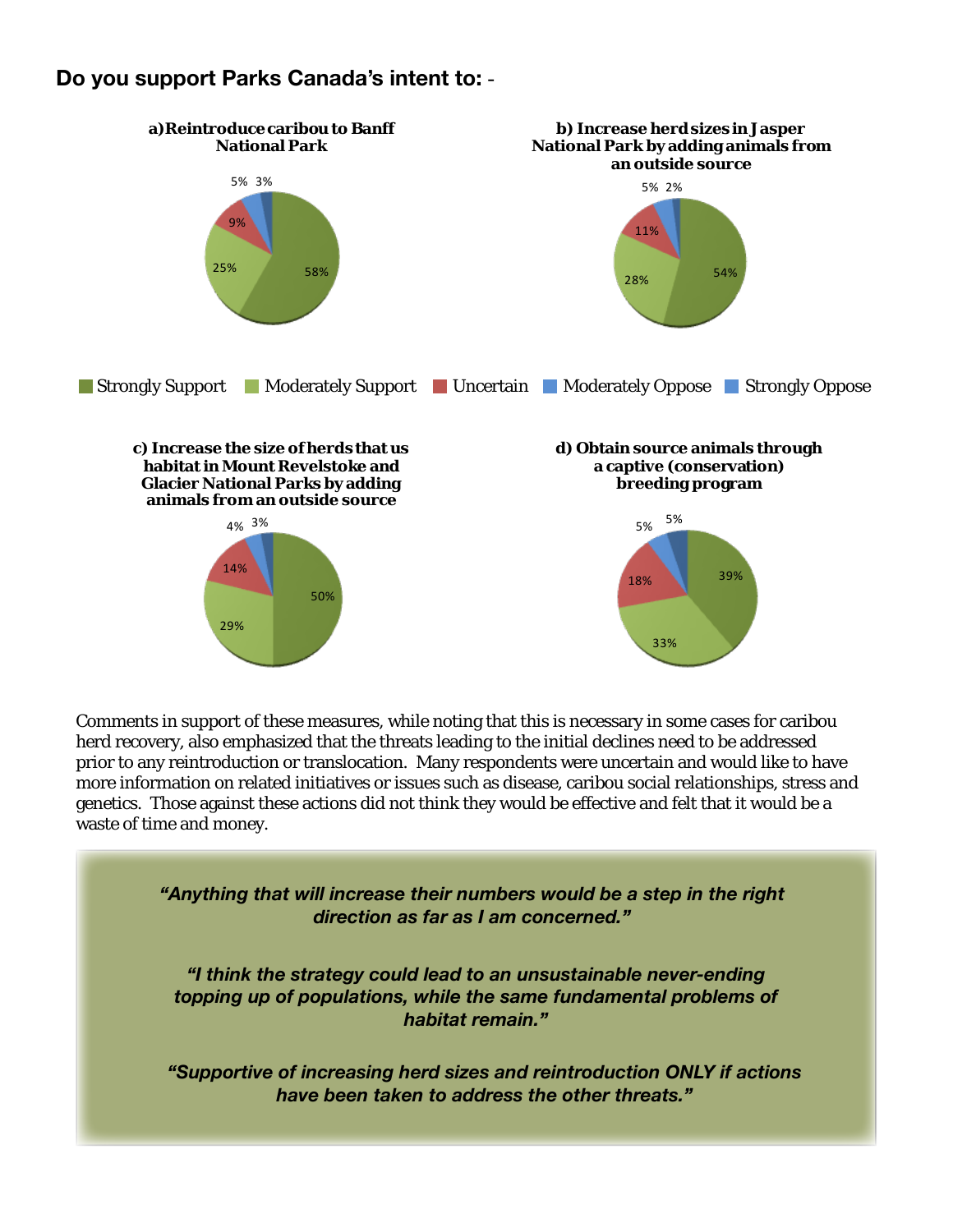## Do you support Parks Canada's intent to: -

**a) Reintroduce caribou to Banff National Park**

| Response | % |
| --- | --- |
| Strongly Support | 58% |
| Moderately Support | 25% |
| Uncertain | 9% |
| Moderately Oppose | 5% |
| Strongly Oppose | 3% |

**b) Increase herd sizes in Jasper National Park by adding animals from an outside source**

| Response | % |
| --- | --- |
| Strongly Support | 54% |
| Moderately Support | 28% |
| Uncertain | 11% |
| Moderately Oppose | 5% |
| Strongly Oppose | 2% |

**c) Increase the size of herds that us habitat in Mount Revelstoke and Glacier National Parks by adding animals from an outside source**

| Response | % |
| --- | --- |
| Strongly Support | 50% |
| Moderately Support | 29% |
| Uncertain | 14% |
| Moderately Oppose | 4% |
| Strongly Oppose | 3% |

**d) Obtain source animals through a captive (conservation) breeding program**

| Response | % |
| --- | --- |
| Strongly Support | 39% |
| Moderately Support | 33% |
| Uncertain | 18% |
| Moderately Oppose | 5% |
| Strongly Oppose | 5% |

Comments in support of these measures, while noting that this is necessary in some cases for caribou herd recovery, also emphasized that the threats leading to the initial declines need to be addressed prior to any reintroduction or translocation. Many respondents were uncertain and would like to have more information on related initiatives or issues such as disease, caribou social relationships, stress and genetics. Those against these actions did not think they would be effective and felt that it would be a waste of time and money.

> ***"Anything that will increase their numbers would be a step in the right direction as far as I am concerned."***
>
> ***"I think the strategy could lead to an unsustainable never-ending topping up of populations, while the same fundamental problems of habitat remain."***
>
> ***"Supportive of increasing herd sizes and reintroduction ONLY if actions have been taken to address the other threats."***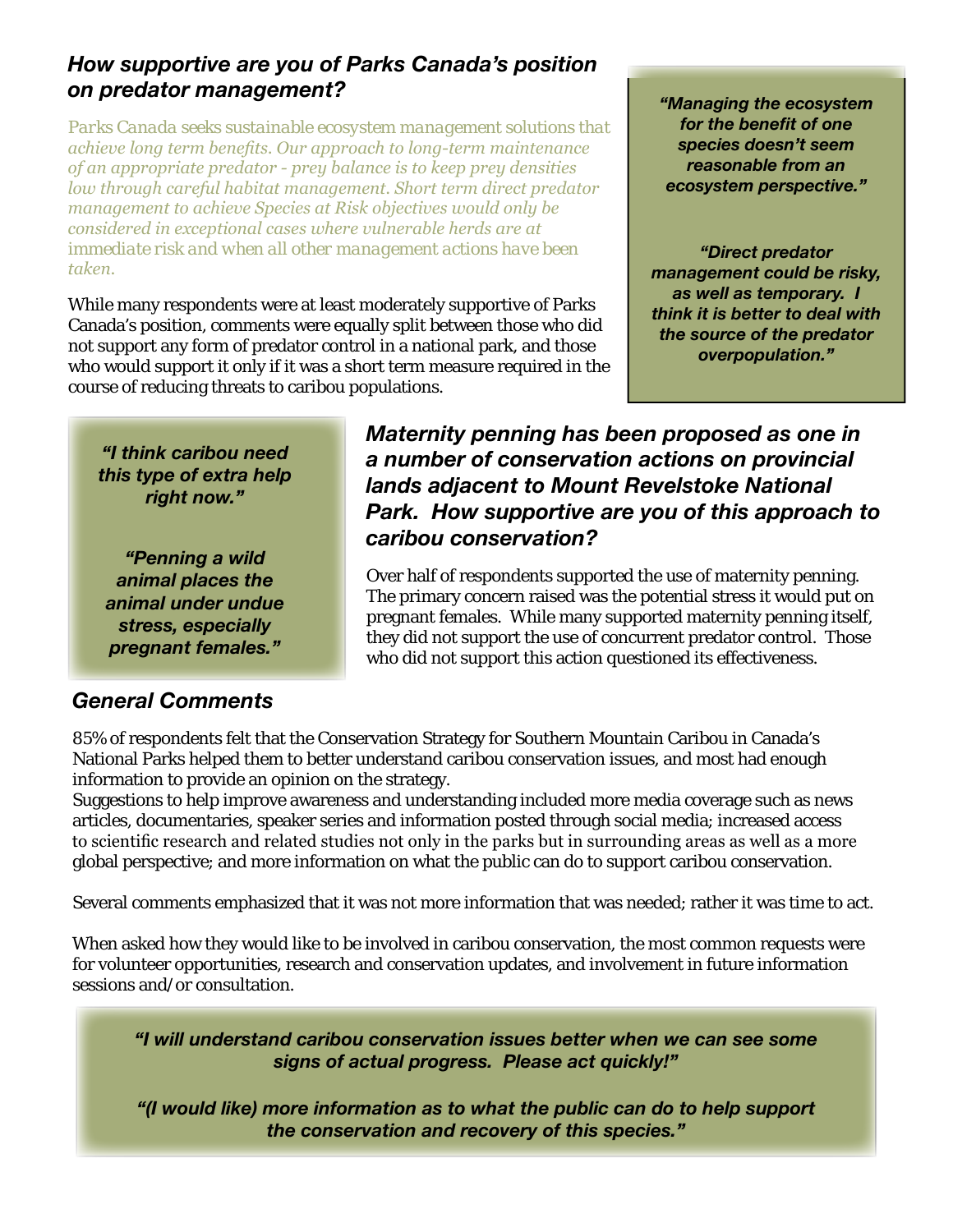### *How supportive are you of Parks Canada's position on predator management?*

*Parks Canada seeks sustainable ecosystem management solutions that achieve long term benefits. Our approach to long-term maintenance of an appropriate predator - prey balance is to keep prey densities low through careful habitat management. Short term direct predator management to achieve Species at Risk objectives would only be considered in exceptional cases where vulnerable herds are at immediate risk and when all other management actions have been taken.*

While many respondents were at least moderately supportive of Parks Canada's position, comments were equally split between those who did not support any form of predator control in a national park, and those who would support it only if it was a short term measure required in the course of reducing threats to caribou populations.

> ***"Managing the ecosystem for the benefit of one species doesn't seem reasonable from an ecosystem perspective."***
>
> ***"Direct predator management could be risky, as well as temporary. I think it is better to deal with the source of the predator overpopulation."***

### *Maternity penning has been proposed as one in a number of conservation actions on provincial lands adjacent to Mount Revelstoke National Park. How supportive are you of this approach to caribou conservation?*

Over half of respondents supported the use of maternity penning. The primary concern raised was the potential stress it would put on pregnant females. While many supported maternity penning itself, they did not support the use of concurrent predator control. Those who did not support this action questioned its effectiveness.

> ***"I think caribou need this type of extra help right now."***
>
> ***"Penning a wild animal places the animal under undue stress, especially pregnant females."***

### *General Comments*

85% of respondents felt that the Conservation Strategy for Southern Mountain Caribou in Canada's National Parks helped them to better understand caribou conservation issues, and most had enough information to provide an opinion on the strategy.

Suggestions to help improve awareness and understanding included more media coverage such as news articles, documentaries, speaker series and information posted through social media; increased access to scientific research and related studies not only in the parks but in surrounding areas as well as a more global perspective; and more information on what the public can do to support caribou conservation.

Several comments emphasized that it was not more information that was needed; rather it was time to act.

When asked how they would like to be involved in caribou conservation, the most common requests were for volunteer opportunities, research and conservation updates, and involvement in future information sessions and/or consultation.

> ***"I will understand caribou conservation issues better when we can see some signs of actual progress. Please act quickly!"***
>
> ***"(I would like) more information as to what the public can do to help support the conservation and recovery of this species."***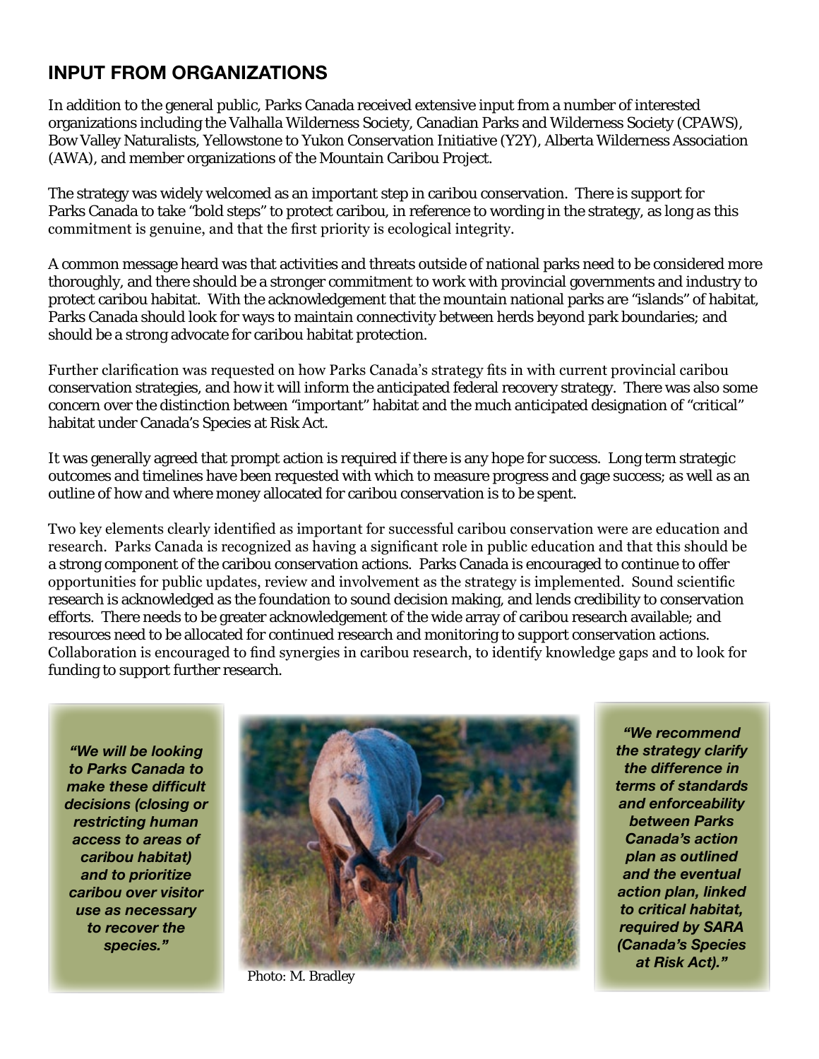## INPUT FROM ORGANIZATIONS

In addition to the general public, Parks Canada received extensive input from a number of interested organizations including the Valhalla Wilderness Society, Canadian Parks and Wilderness Society (CPAWS), Bow Valley Naturalists, Yellowstone to Yukon Conservation Initiative (Y2Y), Alberta Wilderness Association (AWA), and member organizations of the Mountain Caribou Project.

The strategy was widely welcomed as an important step in caribou conservation. There is support for Parks Canada to take "bold steps" to protect caribou, in reference to wording in the strategy, as long as this commitment is genuine, and that the first priority is ecological integrity.

A common message heard was that activities and threats outside of national parks need to be considered more thoroughly, and there should be a stronger commitment to work with provincial governments and industry to protect caribou habitat. With the acknowledgement that the mountain national parks are "islands" of habitat, Parks Canada should look for ways to maintain connectivity between herds beyond park boundaries; and should be a strong advocate for caribou habitat protection.

Further clarification was requested on how Parks Canada's strategy fits in with current provincial caribou conservation strategies, and how it will inform the anticipated federal recovery strategy. There was also some concern over the distinction between "important" habitat and the much anticipated designation of "critical" habitat under Canada's Species at Risk Act.

It was generally agreed that prompt action is required if there is any hope for success. Long term strategic outcomes and timelines have been requested with which to measure progress and gage success; as well as an outline of how and where money allocated for caribou conservation is to be spent.

Two key elements clearly identified as important for successful caribou conservation were are education and research. Parks Canada is recognized as having a significant role in public education and that this should be a strong component of the caribou conservation actions. Parks Canada is encouraged to continue to offer opportunities for public updates, review and involvement as the strategy is implemented. Sound scientific research is acknowledged as the foundation to sound decision making, and lends credibility to conservation efforts. There needs to be greater acknowledgement of the wide array of caribou research available; and resources need to be allocated for continued research and monitoring to support conservation actions. Collaboration is encouraged to find synergies in caribou research, to identify knowledge gaps and to look for funding to support further research.

***"We will be looking to Parks Canada to make these difficult decisions (closing or restricting human access to areas of caribou habitat) and to prioritize caribou over visitor use as necessary to recover the species."***

Photo: M. Bradley

***"We recommend the strategy clarify the difference in terms of standards and enforceability between Parks Canada's action plan as outlined and the eventual action plan, linked to critical habitat, required by SARA (Canada's Species at Risk Act)."***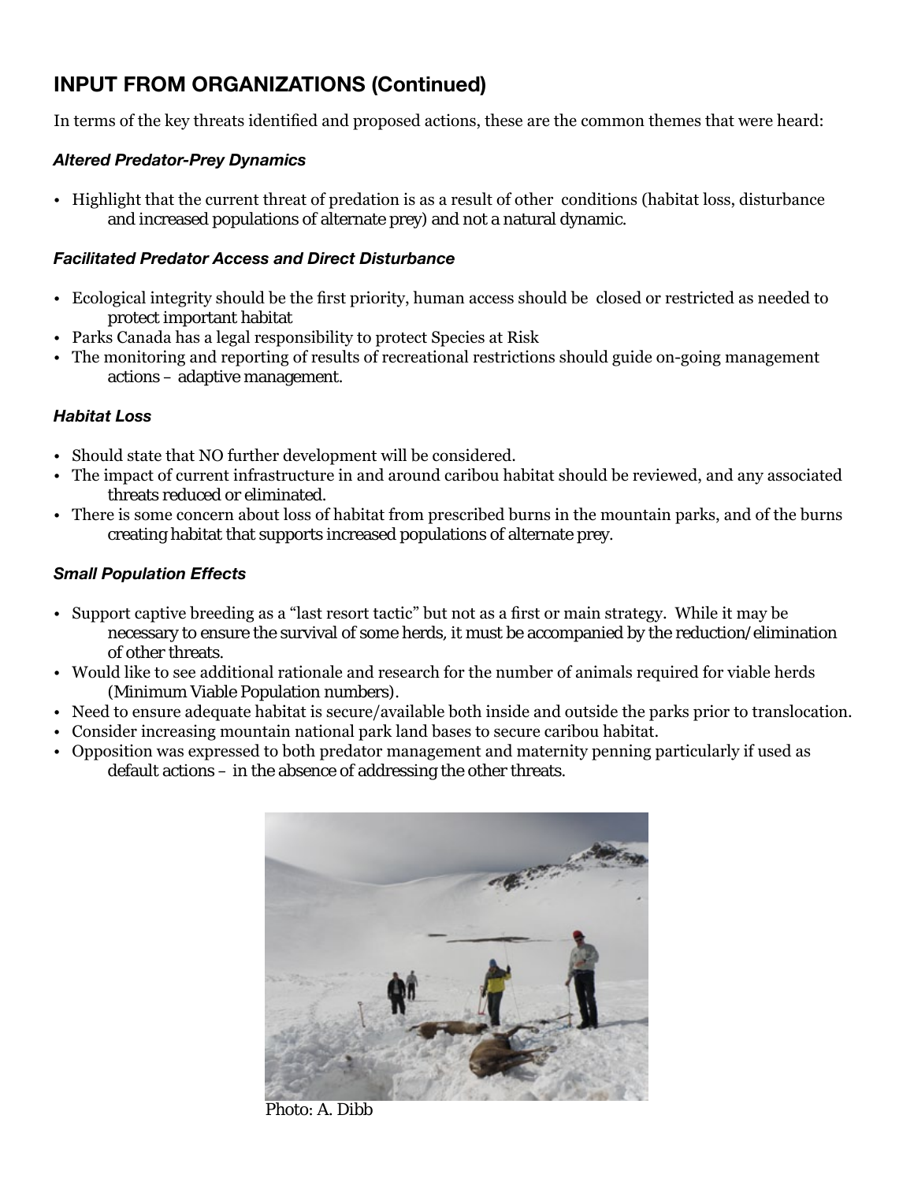## INPUT FROM ORGANIZATIONS (Continued)

In terms of the key threats identified and proposed actions, these are the common themes that were heard:

### *Altered Predator-Prey Dynamics*

- Highlight that the current threat of predation is as a result of other conditions (habitat loss, disturbance and increased populations of alternate prey) and not a natural dynamic.

### *Facilitated Predator Access and Direct Disturbance*

- Ecological integrity should be the first priority, human access should be closed or restricted as needed to protect important habitat
- Parks Canada has a legal responsibility to protect Species at Risk
- The monitoring and reporting of results of recreational restrictions should guide on-going management actions – adaptive management.

### *Habitat Loss*

- Should state that NO further development will be considered.
- The impact of current infrastructure in and around caribou habitat should be reviewed, and any associated threats reduced or eliminated.
- There is some concern about loss of habitat from prescribed burns in the mountain parks, and of the burns creating habitat that supports increased populations of alternate prey.

### *Small Population Effects*

- Support captive breeding as a "last resort tactic" but not as a first or main strategy. While it may be necessary to ensure the survival of some herds, it must be accompanied by the reduction/elimination of other threats.
- Would like to see additional rationale and research for the number of animals required for viable herds (Minimum Viable Population numbers).
- Need to ensure adequate habitat is secure/available both inside and outside the parks prior to translocation.
- Consider increasing mountain national park land bases to secure caribou habitat.
- Opposition was expressed to both predator management and maternity penning particularly if used as default actions – in the absence of addressing the other threats.

Photo: A. Dibb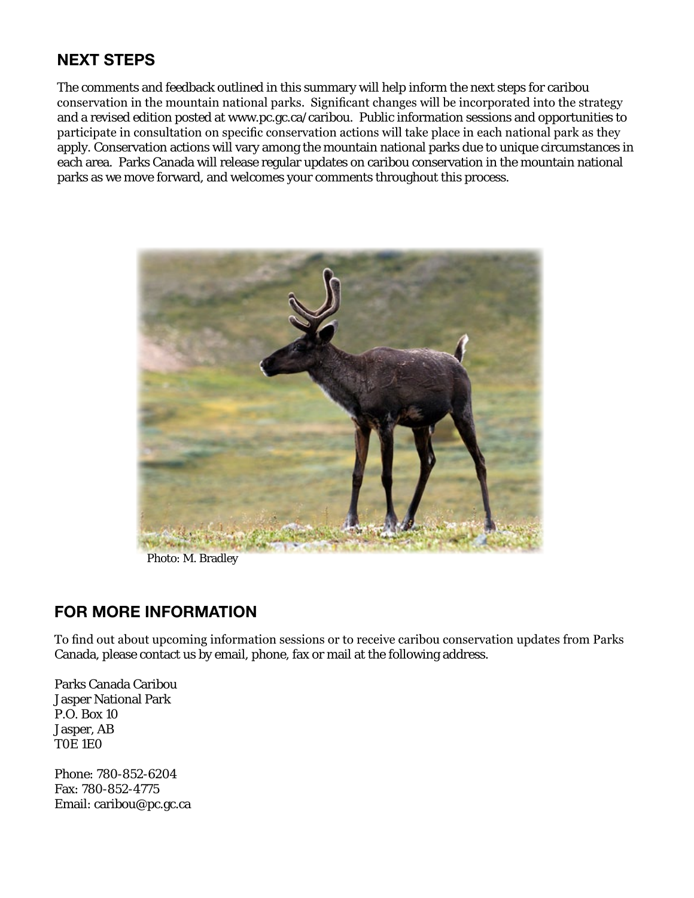## NEXT STEPS

The comments and feedback outlined in this summary will help inform the next steps for caribou conservation in the mountain national parks. Significant changes will be incorporated into the strategy and a revised edition posted at www.pc.gc.ca/caribou. Public information sessions and opportunities to participate in consultation on specific conservation actions will take place in each national park as they apply. Conservation actions will vary among the mountain national parks due to unique circumstances in each area. Parks Canada will release regular updates on caribou conservation in the mountain national parks as we move forward, and welcomes your comments throughout this process.

Photo: M. Bradley

## FOR MORE INFORMATION

To find out about upcoming information sessions or to receive caribou conservation updates from Parks Canada, please contact us by email, phone, fax or mail at the following address.

Parks Canada Caribou
Jasper National Park
P.O. Box 10
Jasper, AB
T0E 1E0

Phone: 780-852-6204
Fax: 780-852-4775
Email: caribou@pc.gc.ca